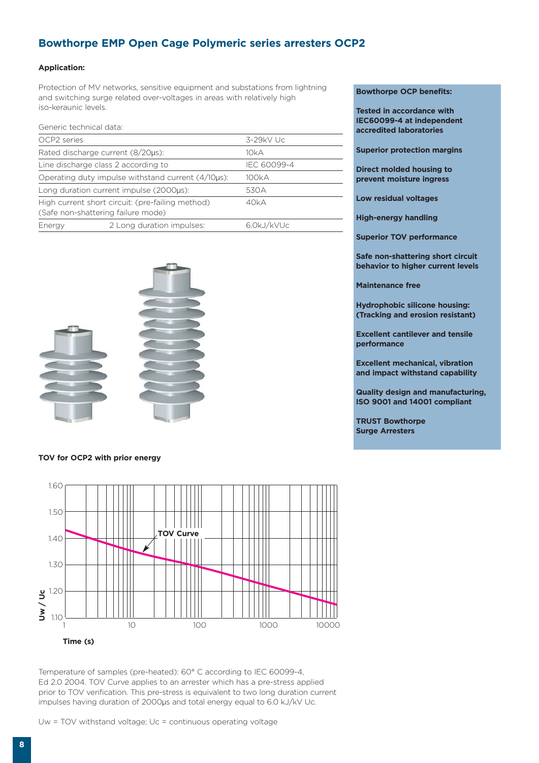## Bowthorpe EMP Open Cage Polymeric series arresters OCP2

**Application:**

Protection of MV networks, sensitive equipment and substations from lightning and switching surge related over-voltages in areas with relatively high iso-keraunic levels.

Generic technical data:

| | | |
|---|---|---|
| OCP2 series | | 3-29kV Uc |
| Rated discharge current (8/20µs): | | 10kA |
| Line discharge class 2 according to | | IEC 60099-4 |
| Operating duty impulse withstand current (4/10µs): | | 100kA |
| Long duration current impulse (2000µs): | | 530A |
| High current short circuit: (pre-failing method) (Safe non-shattering failure mode) | | 40kA |
| Energy | 2 Long duration impulses: | 6.0kJ/kVUc |

**Bowthorpe OCP benefits:**

**Tested in accordance with IEC60099-4 at independent accredited laboratories**

**Superior protection margins**

**Direct molded housing to prevent moisture ingress**

**Low residual voltages**

**High-energy handling**

**Superior TOV performance**

**Safe non-shattering short circuit behavior to higher current levels**

**Maintenance free**

**Hydrophobic silicone housing: (Tracking and erosion resistant)**

**Excellent cantilever and tensile performance**

**Excellent mechanical, vibration and impact withstand capability**

**Quality design and manufacturing, ISO 9001 and 14001 compliant**

**TRUST Bowthorpe Surge Arresters**

**TOV for OCP2 with prior energy**

Temperature of samples (pre-heated): 60° C according to IEC 60099-4, Ed 2.0 2004. TOV Curve applies to an arrester which has a pre-stress applied prior to TOV verification. This pre-stress is equivalent to two long duration current impulses having duration of 2000µs and total energy equal to 6.0 kJ/kV Uc.

Uw = TOV withstand voltage; Uc = continuous operating voltage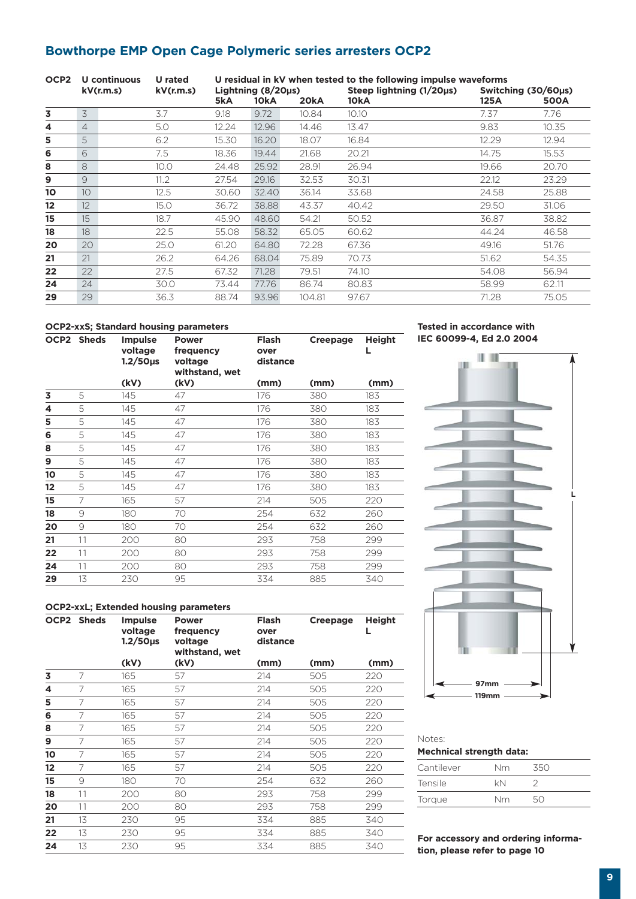## Bowthorpe EMP Open Cage Polymeric series arresters OCP2

| OCP2 | U continuous kV(r.m.s) | U rated kV(r.m.s) | U residual in kV when tested to the following impulse waveforms | | | | | |
|---|---|---|---|---|---|---|---|---|
| | | | Lightning (8/20μs) | | | Steep lightning (1/20μs) | Switching (30/60μs) | |
| | | | 5kA | 10kA | 20kA | 10kA | 125A | 500A |
| **3** | 3 | 3.7 | 9.18 | 9.72 | 10.84 | 10.10 | 7.37 | 7.76 |
| **4** | 4 | 5.0 | 12.24 | 12.96 | 14.46 | 13.47 | 9.83 | 10.35 |
| **5** | 5 | 6.2 | 15.30 | 16.20 | 18.07 | 16.84 | 12.29 | 12.94 |
| **6** | 6 | 7.5 | 18.36 | 19.44 | 21.68 | 20.21 | 14.75 | 15.53 |
| **8** | 8 | 10.0 | 24.48 | 25.92 | 28.91 | 26.94 | 19.66 | 20.70 |
| **9** | 9 | 11.2 | 27.54 | 29.16 | 32.53 | 30.31 | 22.12 | 23.29 |
| **10** | 10 | 12.5 | 30.60 | 32.40 | 36.14 | 33.68 | 24.58 | 25.88 |
| **12** | 12 | 15.0 | 36.72 | 38.88 | 43.37 | 40.42 | 29.50 | 31.06 |
| **15** | 15 | 18.7 | 45.90 | 48.60 | 54.21 | 50.52 | 36.87 | 38.82 |
| **18** | 18 | 22.5 | 55.08 | 58.32 | 65.05 | 60.62 | 44.24 | 46.58 |
| **20** | 20 | 25.0 | 61.20 | 64.80 | 72.28 | 67.36 | 49.16 | 51.76 |
| **21** | 21 | 26.2 | 64.26 | 68.04 | 75.89 | 70.73 | 51.62 | 54.35 |
| **22** | 22 | 27.5 | 67.32 | 71.28 | 79.51 | 74.10 | 54.08 | 56.94 |
| **24** | 24 | 30.0 | 73.44 | 77.76 | 86.74 | 80.83 | 58.99 | 62.11 |
| **29** | 29 | 36.3 | 88.74 | 93.96 | 104.81 | 97.67 | 71.28 | 75.05 |

### OCP2-xxS; Standard housing parameters

| OCP2 | Sheds | Impulse voltage 1.2/50μs (kV) | Power frequency voltage withstand, wet (kV) | Flash over distance (mm) | Creepage (mm) | Height L (mm) |
|---|---|---|---|---|---|---|
| **3** | 5 | 145 | 47 | 176 | 380 | 183 |
| **4** | 5 | 145 | 47 | 176 | 380 | 183 |
| **5** | 5 | 145 | 47 | 176 | 380 | 183 |
| **6** | 5 | 145 | 47 | 176 | 380 | 183 |
| **8** | 5 | 145 | 47 | 176 | 380 | 183 |
| **9** | 5 | 145 | 47 | 176 | 380 | 183 |
| **10** | 5 | 145 | 47 | 176 | 380 | 183 |
| **12** | 5 | 145 | 47 | 176 | 380 | 183 |
| **15** | 7 | 165 | 57 | 214 | 505 | 220 |
| **18** | 9 | 180 | 70 | 254 | 632 | 260 |
| **20** | 9 | 180 | 70 | 254 | 632 | 260 |
| **21** | 11 | 200 | 80 | 293 | 758 | 299 |
| **22** | 11 | 200 | 80 | 293 | 758 | 299 |
| **24** | 11 | 200 | 80 | 293 | 758 | 299 |
| **29** | 13 | 230 | 95 | 334 | 885 | 340 |

### OCP2-xxL; Extended housing parameters

| OCP2 | Sheds | Impulse voltage 1.2/50μs (kV) | Power frequency voltage withstand, wet (kV) | Flash over distance (mm) | Creepage (mm) | Height L (mm) |
|---|---|---|---|---|---|---|
| **3** | 7 | 165 | 57 | 214 | 505 | 220 |
| **4** | 7 | 165 | 57 | 214 | 505 | 220 |
| **5** | 7 | 165 | 57 | 214 | 505 | 220 |
| **6** | 7 | 165 | 57 | 214 | 505 | 220 |
| **8** | 7 | 165 | 57 | 214 | 505 | 220 |
| **9** | 7 | 165 | 57 | 214 | 505 | 220 |
| **10** | 7 | 165 | 57 | 214 | 505 | 220 |
| **12** | 7 | 165 | 57 | 214 | 505 | 220 |
| **15** | 9 | 180 | 70 | 254 | 632 | 260 |
| **18** | 11 | 200 | 80 | 293 | 758 | 299 |
| **20** | 11 | 200 | 80 | 293 | 758 | 299 |
| **21** | 13 | 230 | 95 | 334 | 885 | 340 |
| **22** | 13 | 230 | 95 | 334 | 885 | 340 |
| **24** | 13 | 230 | 95 | 334 | 885 | 340 |

**Tested in accordance with IEC 60099-4, Ed 2.0 2004**

L

97mm

119mm

Notes:

**Mechnical strength data:**

| | | |
|---|---|---|
| Cantilever | Nm | 350 |
| Tensile | kN | 2 |
| Torque | Nm | 50 |

**For accessory and ordering information, please refer to page 10**